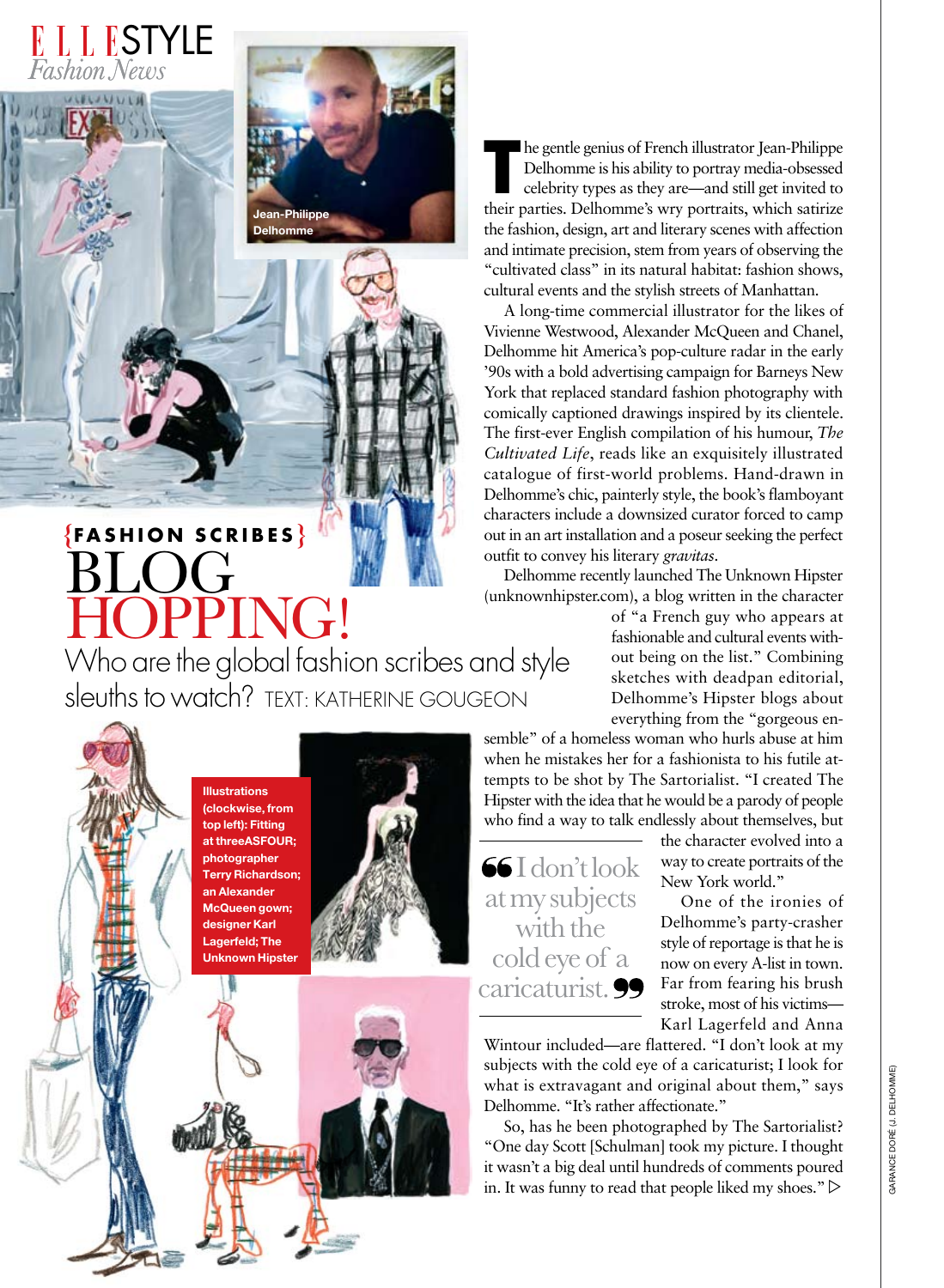ELLE STYLE *Fashion News*

Jean-Philippe Delhomme

**{FASHION SCRIBES}**

# BLOG HOPPING!

Who are the global fashion scribes and style sleuths to watch? TEXT: KATHERINE GOUGEON

The gentle genius of French illustrator Jean-Philippe Delhomme is his ability to portray media-obsessed celebrity types as they are—and still get invited to their parties. Delhomme's wry portraits, which satirize the fashion, design, art and literary scenes with affection and intimate precision, stem from years of observing the "cultivated class" in its natural habitat: fashion shows, cultural events and the stylish streets of Manhattan.

A long-time commercial illustrator for the likes of Vivienne Westwood, Alexander McQueen and Chanel, Delhomme hit America's pop-culture radar in the early '90s with a bold advertising campaign for Barneys New York that replaced standard fashion photography with comically captioned drawings inspired by its clientele. The first-ever English compilation of his humour, *The Cultivated Life*, reads like an exquisitely illustrated catalogue of first-world problems. Hand-drawn in Delhomme's chic, painterly style, the book's flamboyant characters include a downsized curator forced to camp out in an art installation and a poseur seeking the perfect outfit to convey his literary *gravitas*.

Delhomme recently launched The Unknown Hipster (unknownhipster.com), a blog written in the character of "a French guy who appears at fashionable and cultural events without being on the list." Combining sketches with deadpan editorial, Delhomme's Hipster blogs about everything from the "gorgeous ensemble" of a homeless woman who hurls abuse at him when he mistakes her for a fashionista to his futile attempts to be shot by The Sartorialist. "I created The Hipster with the idea that he would be a parody of people who find a way to talk endlessly about themselves, but the character evolved into a way to create portraits of the New York world."

> "I don't look at my subjects with the cold eye of a caricaturist."

One of the ironies of Delhomme's party-crasher style of reportage is that he is now on every A-list in town. Far from fearing his brush stroke, most of his victims—Karl Lagerfeld and Anna Wintour included—are flattered. "I don't look at my subjects with the cold eye of a caricaturist; I look for what is extravagant and original about them," says Delhomme. "It's rather affectionate."

So, has he been photographed by The Sartorialist? "One day Scott [Schulman] took my picture. I thought it wasn't a big deal until hundreds of comments poured in. It was funny to read that people liked my shoes." ▷

**Illustrations (clockwise, from top left): Fitting at threeASFOUR; photographer Terry Richardson; an Alexander McQueen gown; designer Karl Lagerfeld; The Unknown Hipster**

GARANCE DORÉ (J. DELHOMME)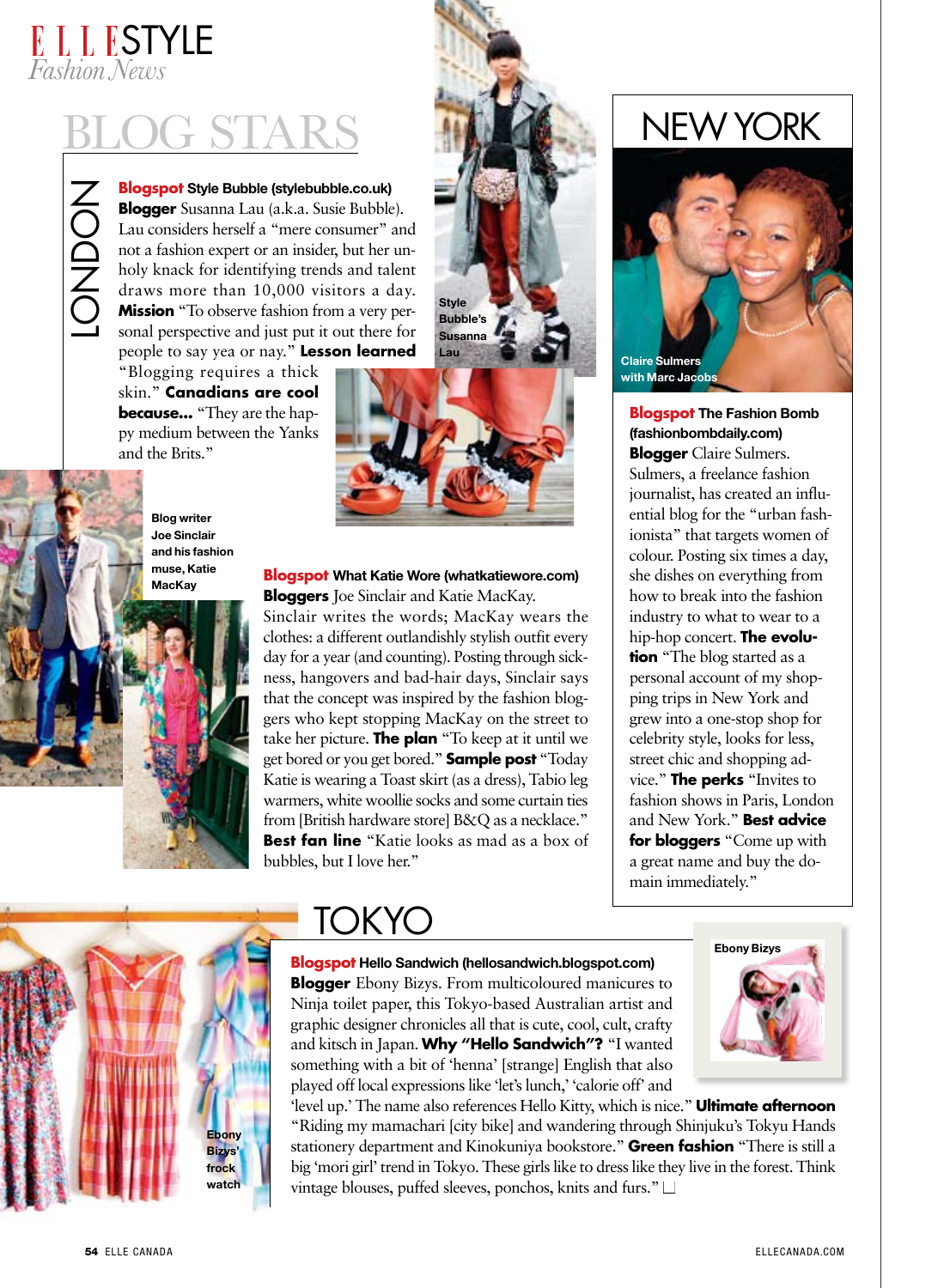ELLE STYLE
*Fashion News*

# BLOG STARS

## LONDON

**Blogspot** **Style Bubble (stylebubble.co.uk)**
**Blogger** Susanna Lau (a.k.a. Susie Bubble). Lau considers herself a "mere consumer" and not a fashion expert or an insider, but her unholy knack for identifying trends and talent draws more than 10,000 visitors a day. **Mission** "To observe fashion from a very personal perspective and just put it out there for people to say yea or nay." **Lesson learned** "Blogging requires a thick skin." **Canadians are cool because...** "They are the happy medium between the Yanks and the Brits."

Style Bubble's Susanna Lau

Blog writer Joe Sinclair and his fashion muse, Katie MacKay

**Blogspot** **What Katie Wore (whatkatiewore.com)**
**Bloggers** Joe Sinclair and Katie MacKay. Sinclair writes the words; MacKay wears the clothes: a different outlandishly stylish outfit every day for a year (and counting). Posting through sickness, hangovers and bad-hair days, Sinclair says that the concept was inspired by the fashion bloggers who kept stopping MacKay on the street to take her picture. **The plan** "To keep at it until we get bored or you get bored." **Sample post** "Today Katie is wearing a Toast skirt (as a dress), Tabio leg warmers, white woollie socks and some curtain ties from [British hardware store] B&Q as a necklace." **Best fan line** "Katie looks as mad as a box of bubbles, but I love her."

## NEW YORK

Claire Sulmers with Marc Jacobs

**Blogspot** **The Fashion Bomb (fashionbombdaily.com)**
**Blogger** Claire Sulmers. Sulmers, a freelance fashion journalist, has created an influential blog for the "urban fashionista" that targets women of colour. Posting six times a day, she dishes on everything from how to break into the fashion industry to what to wear to a hip-hop concert. **The evolution** "The blog started as a personal account of my shopping trips in New York and grew into a one-stop shop for celebrity style, looks for less, street chic and shopping advice." **The perks** "Invites to fashion shows in Paris, London and New York." **Best advice for bloggers** "Come up with a great name and buy the domain immediately."

## TOKYO

**Blogspot** **Hello Sandwich (hellosandwich.blogspot.com)**
**Blogger** Ebony Bizys. From multicoloured manicures to Ninja toilet paper, this Tokyo-based Australian artist and graphic designer chronicles all that is cute, cool, cult, crafty and kitsch in Japan. **Why "Hello Sandwich"?** "I wanted something with a bit of 'henna' [strange] English that also played off local expressions like 'let's lunch,' 'calorie off' and 'level up.' The name also references Hello Kitty, which is nice." **Ultimate afternoon** "Riding my mamachari [city bike] and wandering through Shinjuku's Tokyu Hands stationery department and Kinokuniya bookstore." **Green fashion** "There is still a big 'mori girl' trend in Tokyo. These girls like to dress like they live in the forest. Think vintage blouses, puffed sleeves, ponchos, knits and furs."

Ebony Bizys

Ebony Bizys' frock watch